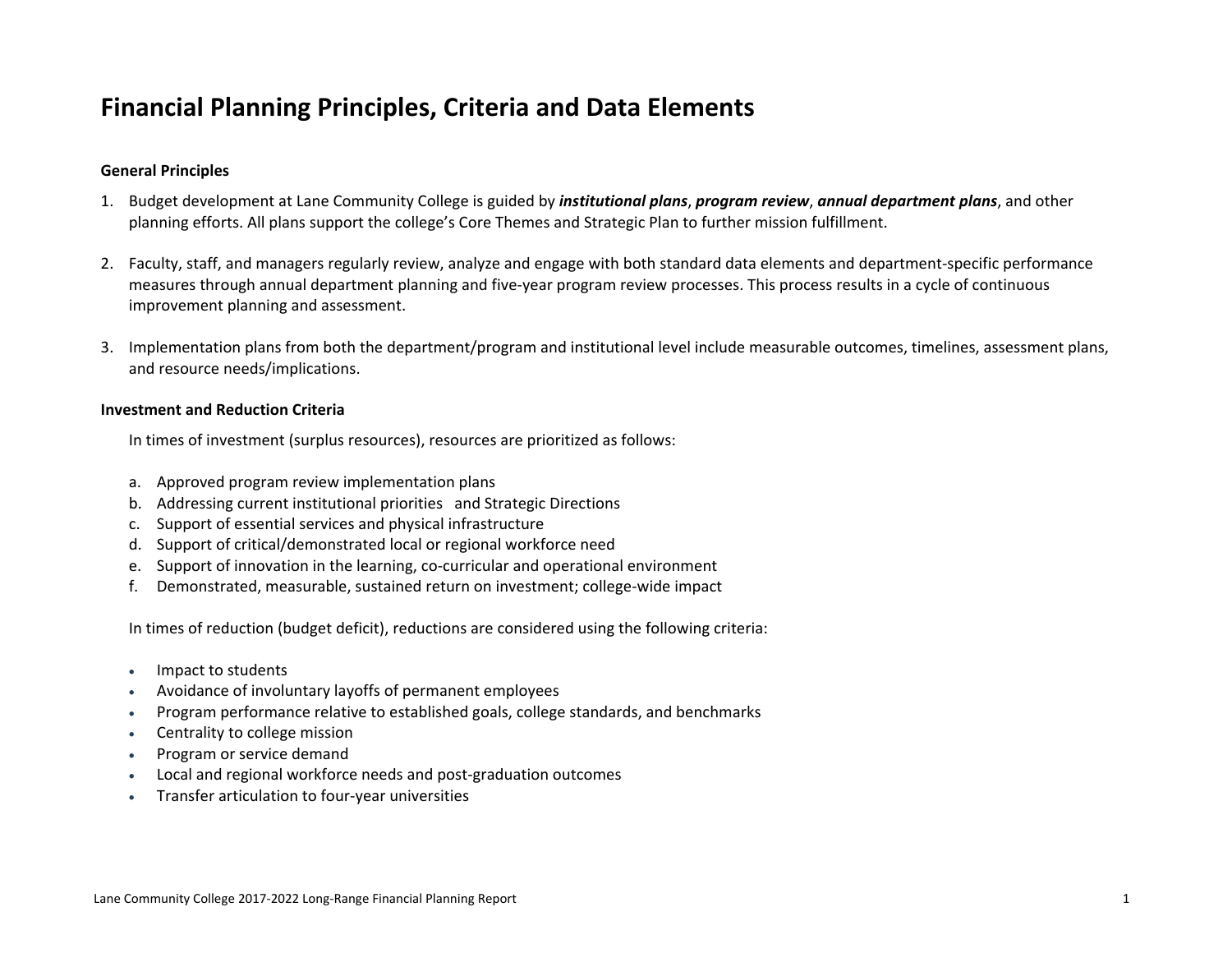# Financial Planning Principles, Criteria and Data Elements

### General Principles

1. Budget development at Lane Community College is guided by ***institutional plans***, ***program review***, ***annual department plans***, and other planning efforts. All plans support the college's Core Themes and Strategic Plan to further mission fulfillment.

2. Faculty, staff, and managers regularly review, analyze and engage with both standard data elements and department-specific performance measures through annual department planning and five-year program review processes. This process results in a cycle of continuous improvement planning and assessment.

3. Implementation plans from both the department/program and institutional level include measurable outcomes, timelines, assessment plans, and resource needs/implications.

### Investment and Reduction Criteria

In times of investment (surplus resources), resources are prioritized as follows:

a. Approved program review implementation plans
b. Addressing current institutional priorities and Strategic Directions
c. Support of essential services and physical infrastructure
d. Support of critical/demonstrated local or regional workforce need
e. Support of innovation in the learning, co-curricular and operational environment
f. Demonstrated, measurable, sustained return on investment; college-wide impact

In times of reduction (budget deficit), reductions are considered using the following criteria:

- Impact to students
- Avoidance of involuntary layoffs of permanent employees
- Program performance relative to established goals, college standards, and benchmarks
- Centrality to college mission
- Program or service demand
- Local and regional workforce needs and post-graduation outcomes
- Transfer articulation to four-year universities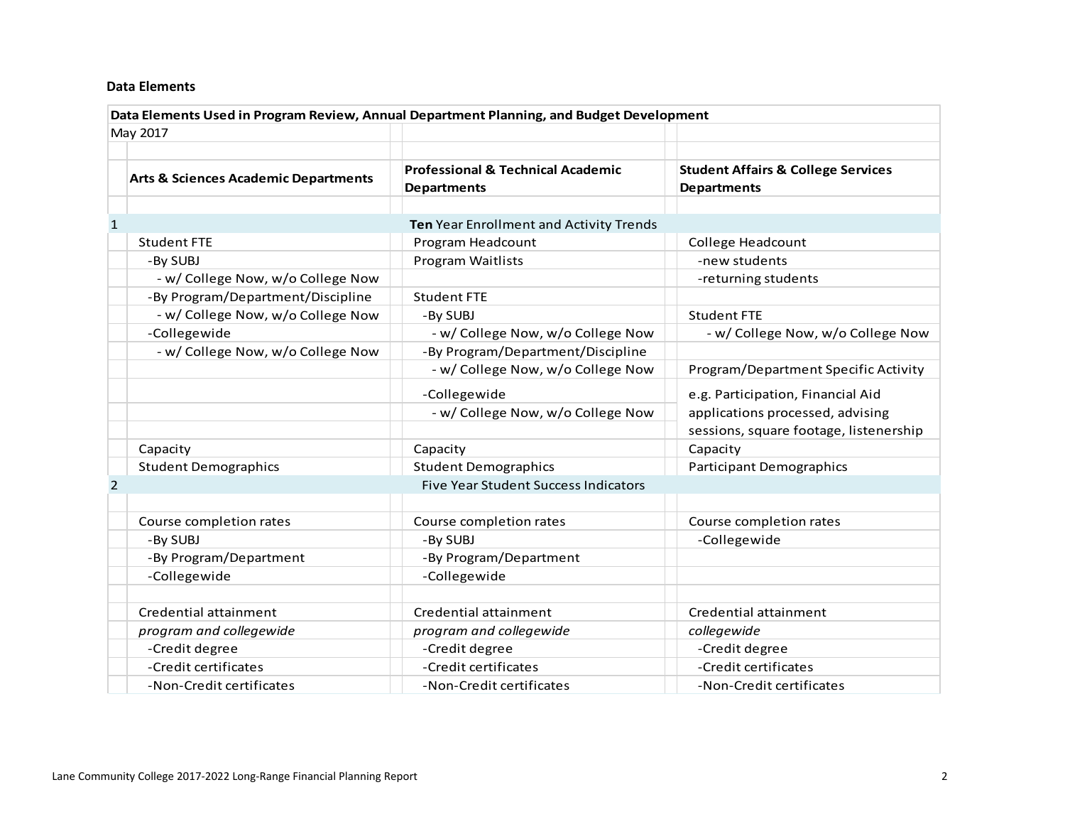**Data Elements**

| | Arts & Sciences Academic Departments | Professional & Technical Academic Departments | Student Affairs & College Services Departments |
|---|---|---|---|
| **Data Elements Used in Program Review, Annual Department Planning, and Budget Development** | | | |
| May 2017 | | | |
| 1 | | **Ten** Year Enrollment and Activity Trends | |
| | Student FTE | Program Headcount | College Headcount |
| | -By SUBJ | Program Waitlists | -new students |
| | - w/ College Now, w/o College Now | | -returning students |
| | -By Program/Department/Discipline | Student FTE | |
| | - w/ College Now, w/o College Now | -By SUBJ | Student FTE |
| | -Collegewide | - w/ College Now, w/o College Now | - w/ College Now, w/o College Now |
| | - w/ College Now, w/o College Now | -By Program/Department/Discipline | |
| | | - w/ College Now, w/o College Now | Program/Department Specific Activity |
| | | -Collegewide | e.g. Participation, Financial Aid applications processed, advising sessions, square footage, listenership |
| | | - w/ College Now, w/o College Now | |
| | Capacity | Capacity | Capacity |
| | Student Demographics | Student Demographics | Participant Demographics |
| 2 | | Five Year Student Success Indicators | |
| | Course completion rates | Course completion rates | Course completion rates |
| | -By SUBJ | -By SUBJ | -Collegewide |
| | -By Program/Department | -By Program/Department | |
| | -Collegewide | -Collegewide | |
| | Credential attainment | Credential attainment | Credential attainment |
| | *program and collegewide* | *program and collegewide* | *collegewide* |
| | -Credit degree | -Credit degree | -Credit degree |
| | -Credit certificates | -Credit certificates | -Credit certificates |
| | -Non-Credit certificates | -Non-Credit certificates | -Non-Credit certificates |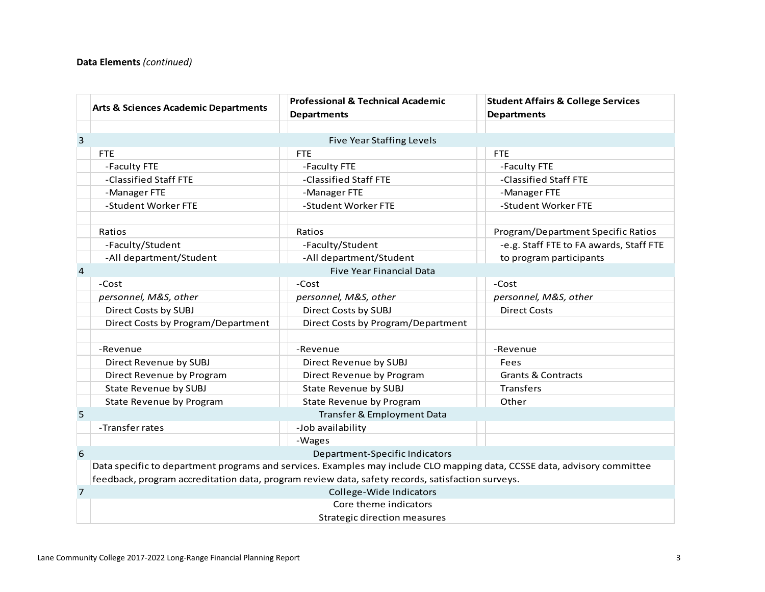**Data Elements** *(continued)*

| | Arts & Sciences Academic Departments | Professional & Technical Academic Departments | Student Affairs & College Services Departments |
|---|---|---|---|
| 3 | Five Year Staffing Levels | | |
| | FTE | FTE | FTE |
| | -Faculty FTE | -Faculty FTE | -Faculty FTE |
| | -Classified Staff FTE | -Classified Staff FTE | -Classified Staff FTE |
| | -Manager FTE | -Manager FTE | -Manager FTE |
| | -Student Worker FTE | -Student Worker FTE | -Student Worker FTE |
| | | | |
| | Ratios | Ratios | Program/Department Specific Ratios |
| | -Faculty/Student | -Faculty/Student | -e.g. Staff FTE to FA awards, Staff FTE to program participants |
| | -All department/Student | -All department/Student | |
| 4 | Five Year Financial Data | | |
| | -Cost | -Cost | -Cost |
| | *personnel, M&S, other* | *personnel, M&S, other* | *personnel, M&S, other* |
| | Direct Costs by SUBJ | Direct Costs by SUBJ | Direct Costs |
| | Direct Costs by Program/Department | Direct Costs by Program/Department | |
| | | | |
| | -Revenue | -Revenue | -Revenue |
| | Direct Revenue by SUBJ | Direct Revenue by SUBJ | Fees |
| | Direct Revenue by Program | Direct Revenue by Program | Grants & Contracts |
| | State Revenue by SUBJ | State Revenue by SUBJ | Transfers |
| | State Revenue by Program | State Revenue by Program | Other |
| 5 | Transfer & Employment Data | | |
| | -Transfer rates | -Job availability | |
| | | -Wages | |
| 6 | Department-Specific Indicators | | |
| | Data specific to department programs and services. Examples may include CLO mapping data, CCSSE data, advisory committee feedback, program accreditation data, program review data, safety records, satisfaction surveys. | | |
| 7 | College-Wide Indicators | | |
| | Core theme indicators | | |
| | Strategic direction measures | | |